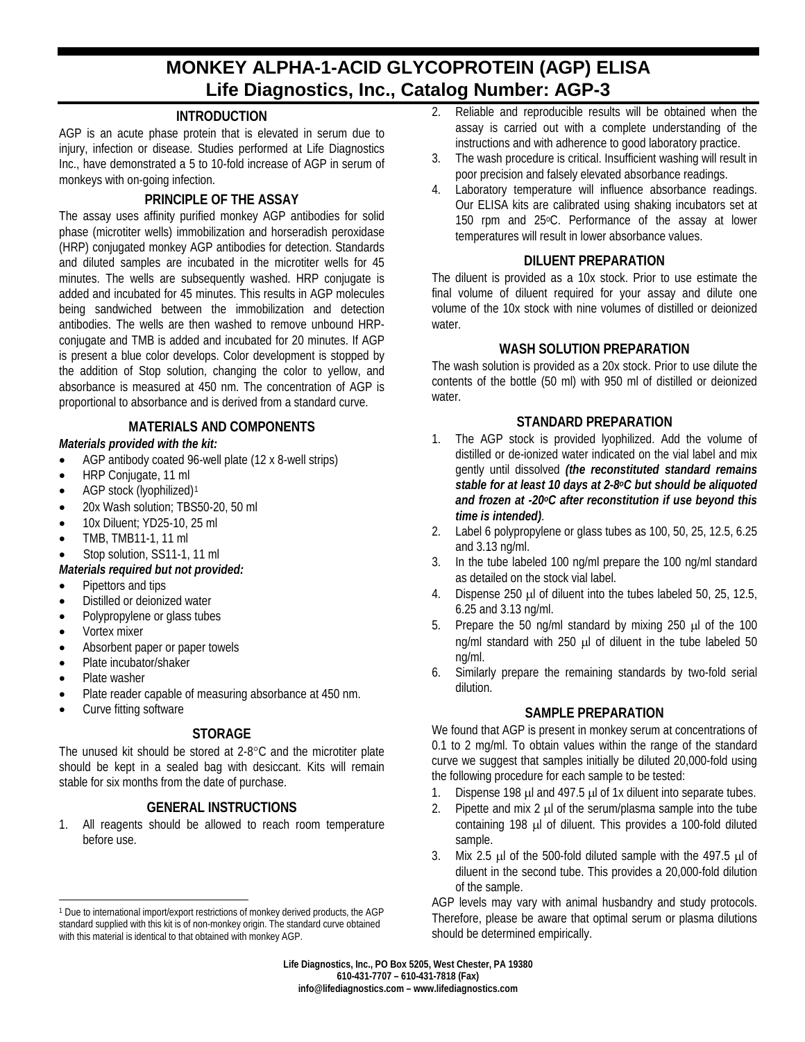# MONKEY ALPHA-1-ACID GLYCOPROTEIN (AGP) ELISA
## Life Diagnostics, Inc., Catalog Number: AGP-3

### INTRODUCTION

AGP is an acute phase protein that is elevated in serum due to injury, infection or disease. Studies performed at Life Diagnostics Inc., have demonstrated a 5 to 10-fold increase of AGP in serum of monkeys with on-going infection.

### PRINCIPLE OF THE ASSAY

The assay uses affinity purified monkey AGP antibodies for solid phase (microtiter wells) immobilization and horseradish peroxidase (HRP) conjugated monkey AGP antibodies for detection. Standards and diluted samples are incubated in the microtiter wells for 45 minutes. The wells are subsequently washed. HRP conjugate is added and incubated for 45 minutes. This results in AGP molecules being sandwiched between the immobilization and detection antibodies. The wells are then washed to remove unbound HRP-conjugate and TMB is added and incubated for 20 minutes. If AGP is present a blue color develops. Color development is stopped by the addition of Stop solution, changing the color to yellow, and absorbance is measured at 450 nm. The concentration of AGP is proportional to absorbance and is derived from a standard curve.

### MATERIALS AND COMPONENTS

***Materials provided with the kit:***

- AGP antibody coated 96-well plate (12 x 8-well strips)
- HRP Conjugate, 11 ml
- AGP stock (lyophilized)[1]
- 20x Wash solution; TBS50-20, 50 ml
- 10x Diluent; YD25-10, 25 ml
- TMB, TMB11-1, 11 ml
- Stop solution, SS11-1, 11 ml

***Materials required but not provided:***

- Pipettors and tips
- Distilled or deionized water
- Polypropylene or glass tubes
- Vortex mixer
- Absorbent paper or paper towels
- Plate incubator/shaker
- Plate washer
- Plate reader capable of measuring absorbance at 450 nm.
- Curve fitting software

### STORAGE

The unused kit should be stored at 2-8°C and the microtiter plate should be kept in a sealed bag with desiccant. Kits will remain stable for six months from the date of purchase.

### GENERAL INSTRUCTIONS

1. All reagents should be allowed to reach room temperature before use.
2. Reliable and reproducible results will be obtained when the assay is carried out with a complete understanding of the instructions and with adherence to good laboratory practice.
3. The wash procedure is critical. Insufficient washing will result in poor precision and falsely elevated absorbance readings.
4. Laboratory temperature will influence absorbance readings. Our ELISA kits are calibrated using shaking incubators set at 150 rpm and 25°C. Performance of the assay at lower temperatures will result in lower absorbance values.

### DILUENT PREPARATION

The diluent is provided as a 10x stock. Prior to use estimate the final volume of diluent required for your assay and dilute one volume of the 10x stock with nine volumes of distilled or deionized water.

### WASH SOLUTION PREPARATION

The wash solution is provided as a 20x stock. Prior to use dilute the contents of the bottle (50 ml) with 950 ml of distilled or deionized water.

### STANDARD PREPARATION

1. The AGP stock is provided lyophilized. Add the volume of distilled or de-ionized water indicated on the vial label and mix gently until dissolved ***(the reconstituted standard remains stable for at least 10 days at 2-8°C but should be aliquoted and frozen at -20°C after reconstitution if use beyond this time is intended)***.
2. Label 6 polypropylene or glass tubes as 100, 50, 25, 12.5, 6.25 and 3.13 ng/ml.
3. In the tube labeled 100 ng/ml prepare the 100 ng/ml standard as detailed on the stock vial label.
4. Dispense 250 μl of diluent into the tubes labeled 50, 25, 12.5, 6.25 and 3.13 ng/ml.
5. Prepare the 50 ng/ml standard by mixing 250 μl of the 100 ng/ml standard with 250 μl of diluent in the tube labeled 50 ng/ml.
6. Similarly prepare the remaining standards by two-fold serial dilution.

### SAMPLE PREPARATION

We found that AGP is present in monkey serum at concentrations of 0.1 to 2 mg/ml. To obtain values within the range of the standard curve we suggest that samples initially be diluted 20,000-fold using the following procedure for each sample to be tested:

1. Dispense 198 μl and 497.5 μl of 1x diluent into separate tubes.
2. Pipette and mix 2 μl of the serum/plasma sample into the tube containing 198 μl of diluent. This provides a 100-fold diluted sample.
3. Mix 2.5 μl of the 500-fold diluted sample with the 497.5 μl of diluent in the second tube. This provides a 20,000-fold dilution of the sample.

AGP levels may vary with animal husbandry and study protocols. Therefore, please be aware that optimal serum or plasma dilutions should be determined empirically.

---

[1] Due to international import/export restrictions of monkey derived products, the AGP standard supplied with this kit is of non-monkey origin. The standard curve obtained with this material is identical to that obtained with monkey AGP.

**Life Diagnostics, Inc., PO Box 5205, West Chester, PA 19380**
**610-431-7707 – 610-431-7818 (Fax)**
**info@lifediagnostics.com – www.lifediagnostics.com**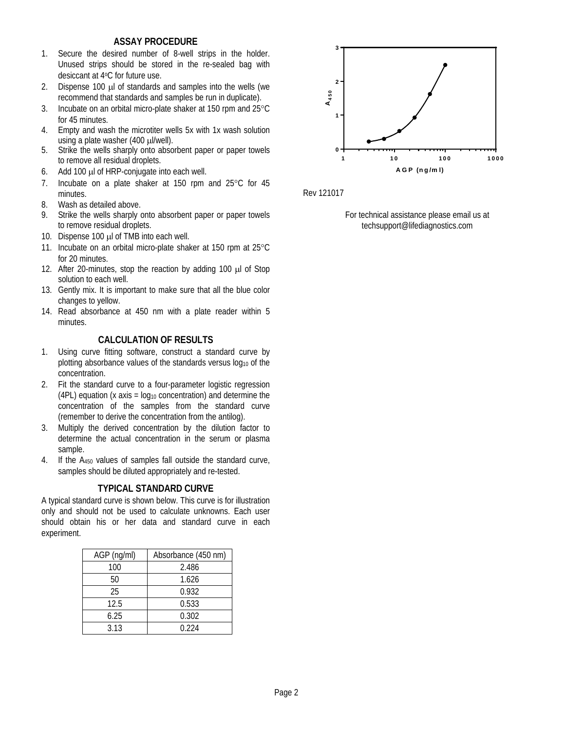## ASSAY PROCEDURE

1. Secure the desired number of 8-well strips in the holder. Unused strips should be stored in the re-sealed bag with desiccant at 4°C for future use.
2. Dispense 100 μl of standards and samples into the wells (we recommend that standards and samples be run in duplicate).
3. Incubate on an orbital micro-plate shaker at 150 rpm and 25°C for 45 minutes.
4. Empty and wash the microtiter wells 5x with 1x wash solution using a plate washer (400 μl/well).
5. Strike the wells sharply onto absorbent paper or paper towels to remove all residual droplets.
6. Add 100 μl of HRP-conjugate into each well.
7. Incubate on a plate shaker at 150 rpm and 25°C for 45 minutes.
8. Wash as detailed above.
9. Strike the wells sharply onto absorbent paper or paper towels to remove residual droplets.
10. Dispense 100 μl of TMB into each well.
11. Incubate on an orbital micro-plate shaker at 150 rpm at 25°C for 20 minutes.
12. After 20-minutes, stop the reaction by adding 100 μl of Stop solution to each well.
13. Gently mix. It is important to make sure that all the blue color changes to yellow.
14. Read absorbance at 450 nm with a plate reader within 5 minutes.

## CALCULATION OF RESULTS

1. Using curve fitting software, construct a standard curve by plotting absorbance values of the standards versus $\log_{10}$ of the concentration.
2. Fit the standard curve to a four-parameter logistic regression (4PL) equation (x axis = $\log_{10}$ concentration) and determine the concentration of the samples from the standard curve (remember to derive the concentration from the antilog).
3. Multiply the derived concentration by the dilution factor to determine the actual concentration in the serum or plasma sample.
4. If the $A_{450}$ values of samples fall outside the standard curve, samples should be diluted appropriately and re-tested.

## TYPICAL STANDARD CURVE

A typical standard curve is shown below. This curve is for illustration only and should not be used to calculate unknowns. Each user should obtain his or her data and standard curve in each experiment.

| AGP (ng/ml) | Absorbance (450 nm) |
| --- | --- |
| 100 | 2.486 |
| 50 | 1.626 |
| 25 | 0.932 |
| 12.5 | 0.533 |
| 6.25 | 0.302 |
| 3.13 | 0.224 |

3
2
1
0
$A_{450}$
1
10
100
1000
AGP (ng/ml)

Rev 121017

For technical assistance please email us at techsupport@lifediagnostics.com